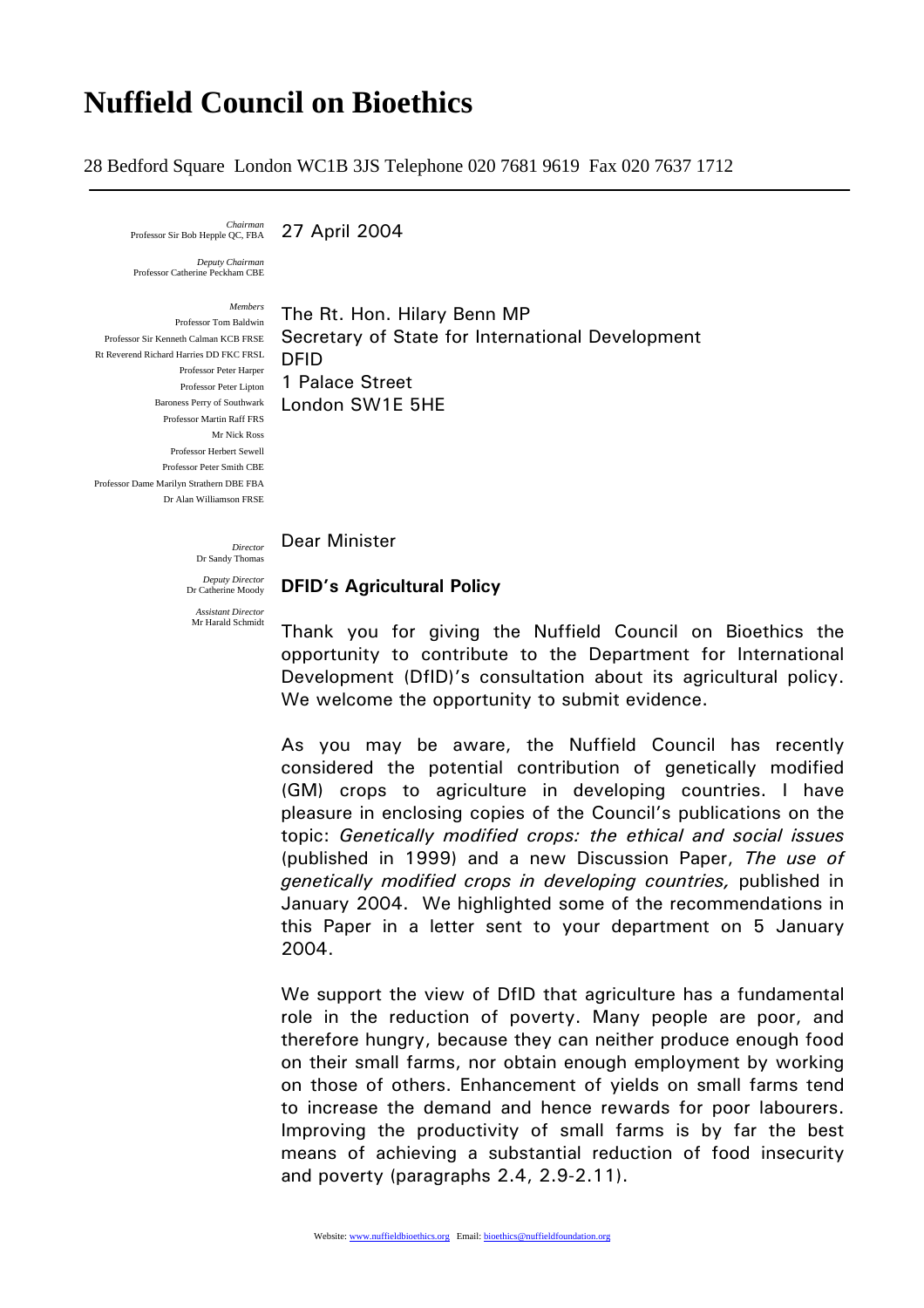# Nuffield Council on Bioethics

28 Bedford Square London WC1B 3JS Telephone 020 7681 9619 Fax 020 7637 1712

*Chairman*
Professor Sir Bob Hepple QC, FBA

*Deputy Chairman*
Professor Catherine Peckham CBE

*Members*
Professor Tom Baldwin
Professor Sir Kenneth Calman KCB FRSE
Rt Reverend Richard Harries DD FKC FRSL
Professor Peter Harper
Professor Peter Lipton
Baroness Perry of Southwark
Professor Martin Raff FRS
Mr Nick Ross
Professor Herbert Sewell
Professor Peter Smith CBE
Professor Dame Marilyn Strathern DBE FBA
Dr Alan Williamson FRSE

*Director*
Dr Sandy Thomas

*Deputy Director*
Dr Catherine Moody

*Assistant Director*
Mr Harald Schmidt

27 April 2004

The Rt. Hon. Hilary Benn MP
Secretary of State for International Development
DFID
1 Palace Street
London SW1E 5HE

Dear Minister

**DFID's Agricultural Policy**

Thank you for giving the Nuffield Council on Bioethics the opportunity to contribute to the Department for International Development (DfID)'s consultation about its agricultural policy. We welcome the opportunity to submit evidence.

As you may be aware, the Nuffield Council has recently considered the potential contribution of genetically modified (GM) crops to agriculture in developing countries. I have pleasure in enclosing copies of the Council's publications on the topic: *Genetically modified crops: the ethical and social issues* (published in 1999) and a new Discussion Paper, *The use of genetically modified crops in developing countries,* published in January 2004. We highlighted some of the recommendations in this Paper in a letter sent to your department on 5 January 2004.

We support the view of DfID that agriculture has a fundamental role in the reduction of poverty. Many people are poor, and therefore hungry, because they can neither produce enough food on their small farms, nor obtain enough employment by working on those of others. Enhancement of yields on small farms tend to increase the demand and hence rewards for poor labourers. Improving the productivity of small farms is by far the best means of achieving a substantial reduction of food insecurity and poverty (paragraphs 2.4, 2.9-2.11).

Website: www.nuffieldbioethics.org Email: bioethics@nuffieldfoundation.org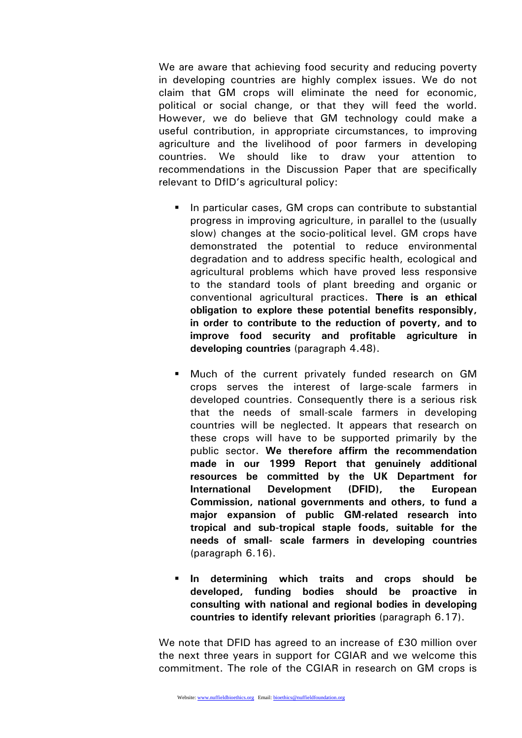We are aware that achieving food security and reducing poverty in developing countries are highly complex issues. We do not claim that GM crops will eliminate the need for economic, political or social change, or that they will feed the world. However, we do believe that GM technology could make a useful contribution, in appropriate circumstances, to improving agriculture and the livelihood of poor farmers in developing countries. We should like to draw your attention to recommendations in the Discussion Paper that are specifically relevant to DfID's agricultural policy:

- In particular cases, GM crops can contribute to substantial progress in improving agriculture, in parallel to the (usually slow) changes at the socio-political level. GM crops have demonstrated the potential to reduce environmental degradation and to address specific health, ecological and agricultural problems which have proved less responsive to the standard tools of plant breeding and organic or conventional agricultural practices. **There is an ethical obligation to explore these potential benefits responsibly, in order to contribute to the reduction of poverty, and to improve food security and profitable agriculture in developing countries** (paragraph 4.48).

- Much of the current privately funded research on GM crops serves the interest of large-scale farmers in developed countries. Consequently there is a serious risk that the needs of small-scale farmers in developing countries will be neglected. It appears that research on these crops will have to be supported primarily by the public sector. **We therefore affirm the recommendation made in our 1999 Report that genuinely additional resources be committed by the UK Department for International Development (DFID), the European Commission, national governments and others, to fund a major expansion of public GM-related research into tropical and sub-tropical staple foods, suitable for the needs of small- scale farmers in developing countries** (paragraph 6.16).

- **In determining which traits and crops should be developed, funding bodies should be proactive in consulting with national and regional bodies in developing countries to identify relevant priorities** (paragraph 6.17).

We note that DFID has agreed to an increase of £30 million over the next three years in support for CGIAR and we welcome this commitment. The role of the CGIAR in research on GM crops is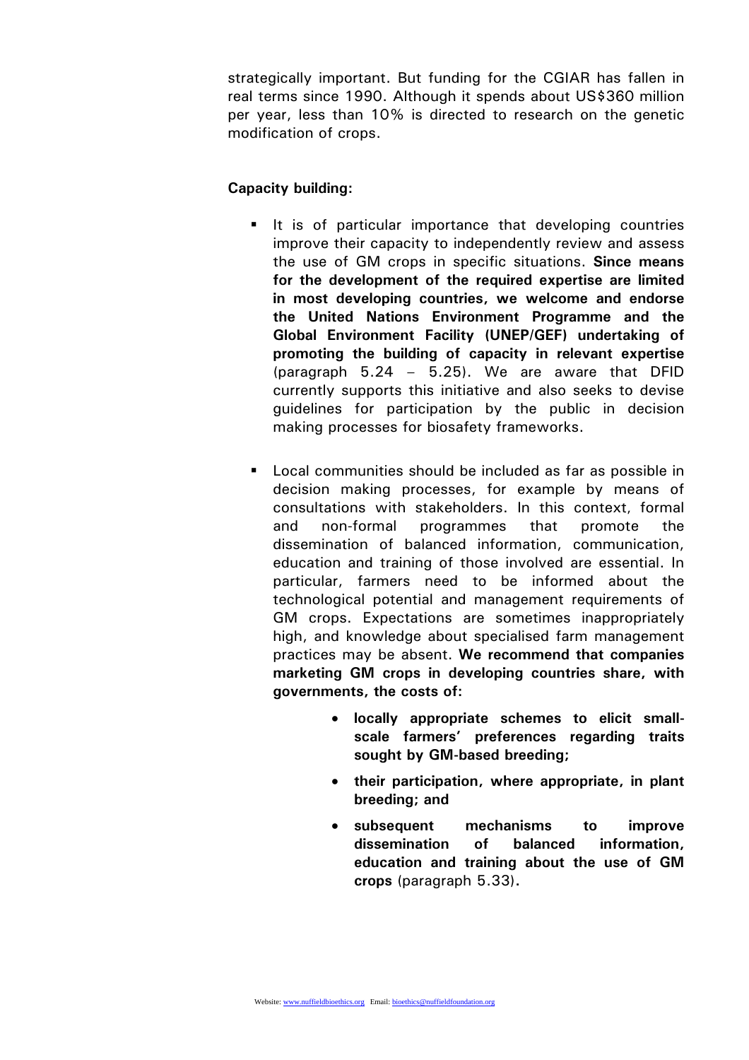strategically important. But funding for the CGIAR has fallen in real terms since 1990. Although it spends about US$360 million per year, less than 10% is directed to research on the genetic modification of crops.

**Capacity building:**

- It is of particular importance that developing countries improve their capacity to independently review and assess the use of GM crops in specific situations. **Since means for the development of the required expertise are limited in most developing countries, we welcome and endorse the United Nations Environment Programme and the Global Environment Facility (UNEP/GEF) undertaking of promoting the building of capacity in relevant expertise** (paragraph 5.24 – 5.25). We are aware that DFID currently supports this initiative and also seeks to devise guidelines for participation by the public in decision making processes for biosafety frameworks.

- Local communities should be included as far as possible in decision making processes, for example by means of consultations with stakeholders. In this context, formal and non-formal programmes that promote the dissemination of balanced information, communication, education and training of those involved are essential. In particular, farmers need to be informed about the technological potential and management requirements of GM crops. Expectations are sometimes inappropriately high, and knowledge about specialised farm management practices may be absent. **We recommend that companies marketing GM crops in developing countries share, with governments, the costs of:**
  - **locally appropriate schemes to elicit small-scale farmers' preferences regarding traits sought by GM-based breeding;**
  - **their participation, where appropriate, in plant breeding; and**
  - **subsequent mechanisms to improve dissemination of balanced information, education and training about the use of GM crops** (paragraph 5.33)**.**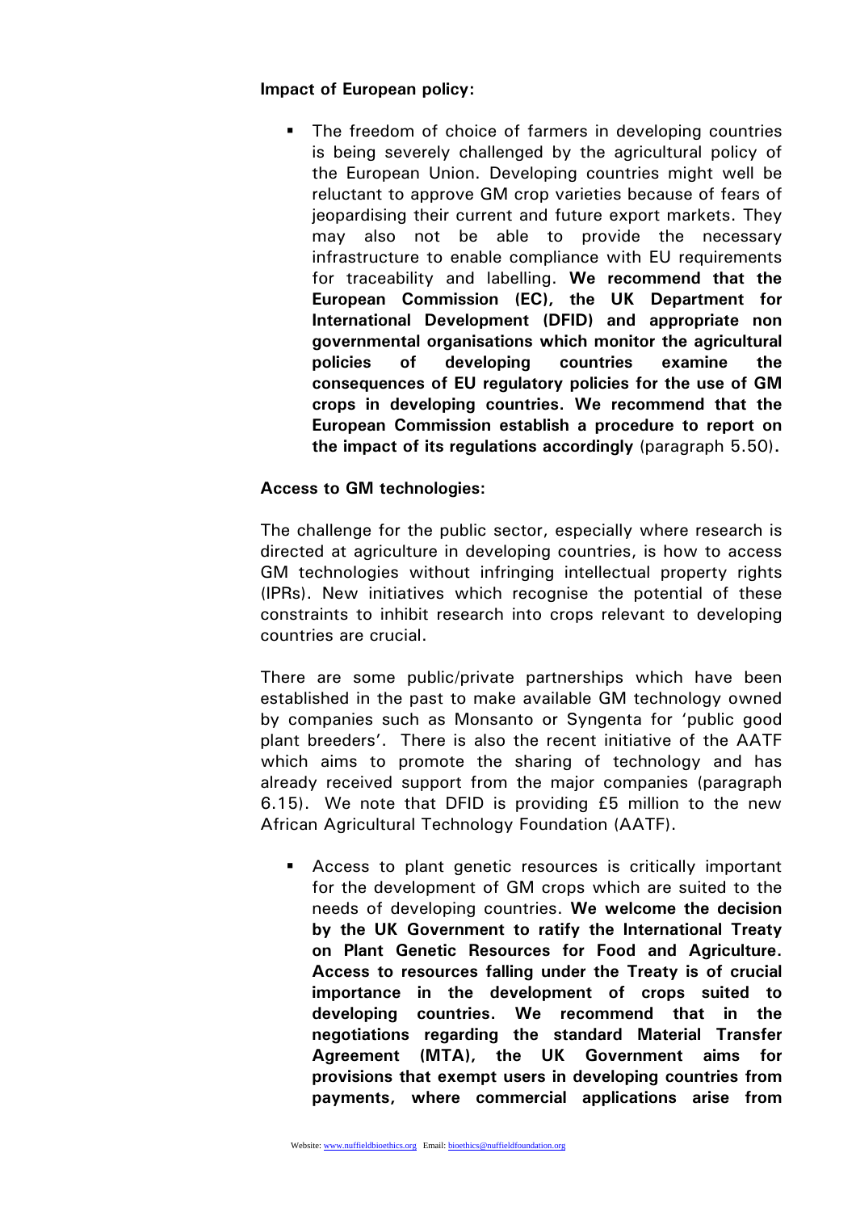**Impact of European policy:**

- The freedom of choice of farmers in developing countries is being severely challenged by the agricultural policy of the European Union. Developing countries might well be reluctant to approve GM crop varieties because of fears of jeopardising their current and future export markets. They may also not be able to provide the necessary infrastructure to enable compliance with EU requirements for traceability and labelling. **We recommend that the European Commission (EC), the UK Department for International Development (DFID) and appropriate non governmental organisations which monitor the agricultural policies of developing countries examine the consequences of EU regulatory policies for the use of GM crops in developing countries. We recommend that the European Commission establish a procedure to report on the impact of its regulations accordingly** (paragraph 5.50)**.**

**Access to GM technologies:**

The challenge for the public sector, especially where research is directed at agriculture in developing countries, is how to access GM technologies without infringing intellectual property rights (IPRs). New initiatives which recognise the potential of these constraints to inhibit research into crops relevant to developing countries are crucial.

There are some public/private partnerships which have been established in the past to make available GM technology owned by companies such as Monsanto or Syngenta for 'public good plant breeders'. There is also the recent initiative of the AATF which aims to promote the sharing of technology and has already received support from the major companies (paragraph 6.15). We note that DFID is providing £5 million to the new African Agricultural Technology Foundation (AATF).

- Access to plant genetic resources is critically important for the development of GM crops which are suited to the needs of developing countries. **We welcome the decision by the UK Government to ratify the International Treaty on Plant Genetic Resources for Food and Agriculture. Access to resources falling under the Treaty is of crucial importance in the development of crops suited to developing countries. We recommend that in the negotiations regarding the standard Material Transfer Agreement (MTA), the UK Government aims for provisions that exempt users in developing countries from payments, where commercial applications arise from**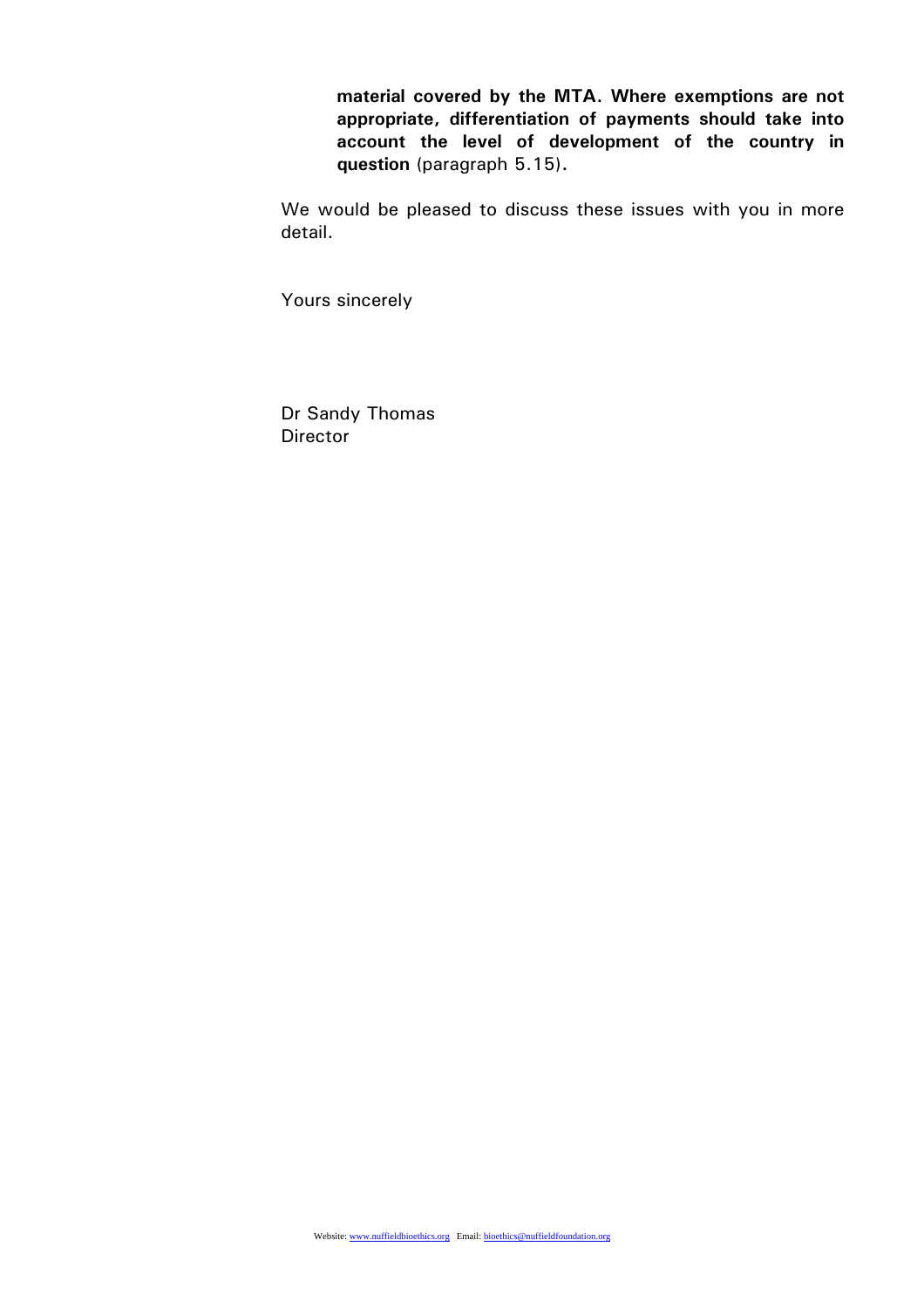**material covered by the MTA. Where exemptions are not appropriate, differentiation of payments should take into account the level of development of the country in question** (paragraph 5.15)**.**

We would be pleased to discuss these issues with you in more detail.

Yours sincerely

Dr Sandy Thomas
Director

Website: www.nuffieldbioethics.org Email: bioethics@nuffieldfoundation.org